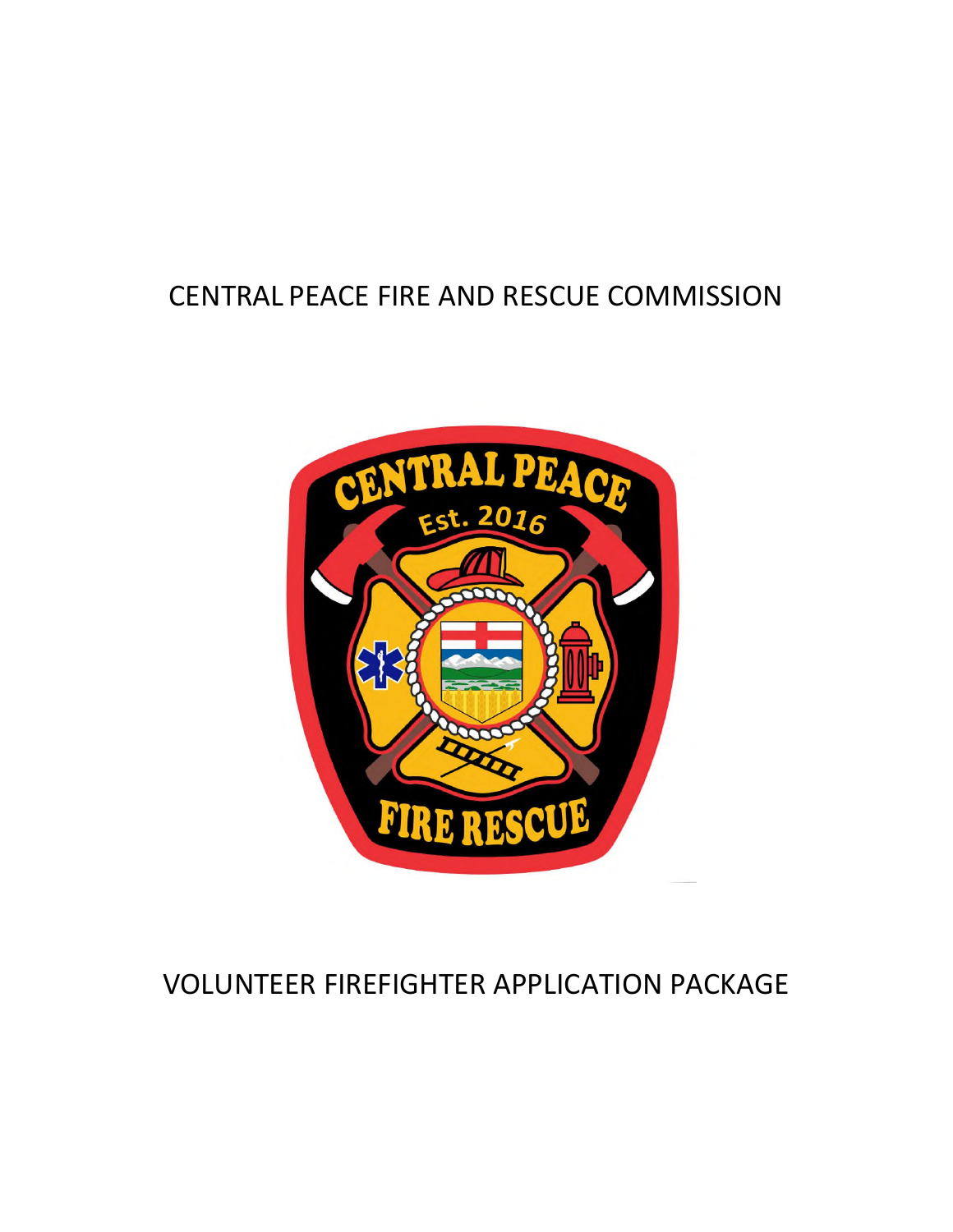# CENTRAL PEACE FIRE AND RESCUE COMMISSION

# VOLUNTEER FIREFIGHTER APPLICATION PACKAGE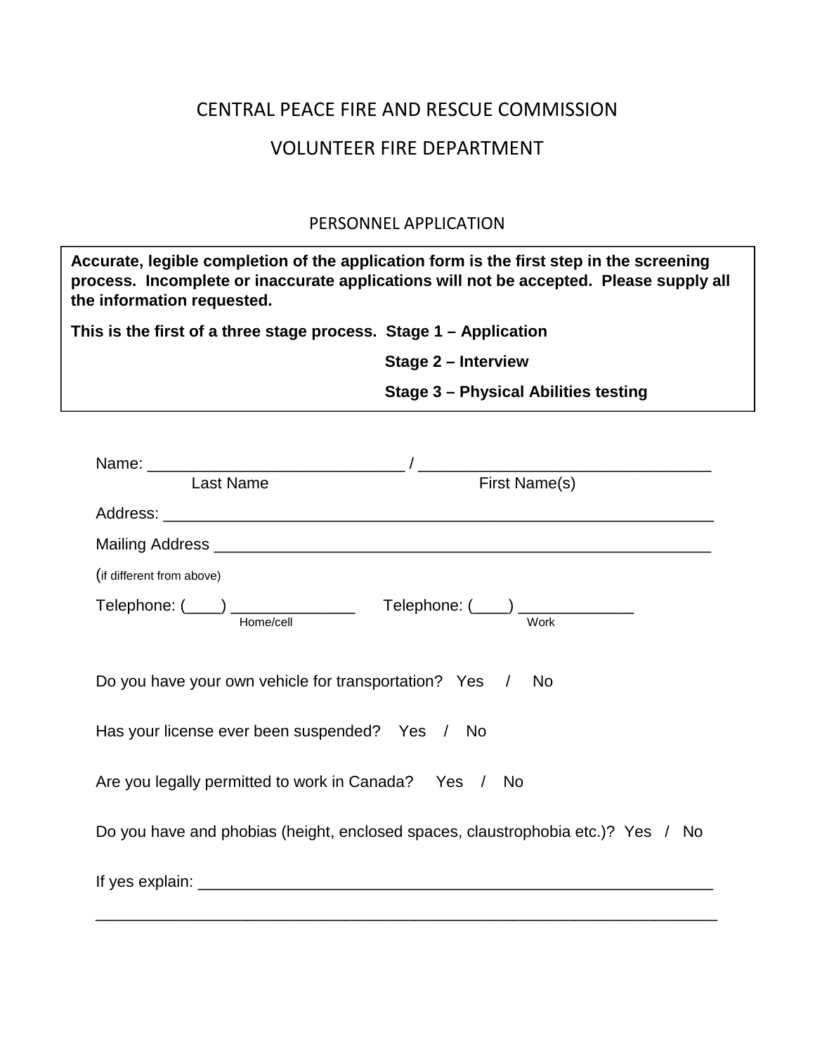# CENTRAL PEACE FIRE AND RESCUE COMMISSION

## VOLUNTEER FIRE DEPARTMENT

### PERSONNEL APPLICATION

**Accurate, legible completion of the application form is the first step in the screening process. Incomplete or inaccurate applications will not be accepted. Please supply all the information requested.**

**This is the first of a three stage process. Stage 1 – Application**

**Stage 2 – Interview**

**Stage 3 – Physical Abilities testing**

Name: _____________________________ / ________________________________

Last Name First Name(s)

Address: ______________________________________________________________

Mailing Address ________________________________________________________

(if different from above)

Telephone: (____) _____________ Telephone: (____) ____________

Home/cell Work

Do you have your own vehicle for transportation? Yes / No

Has your license ever been suspended? Yes / No

Are you legally permitted to work in Canada? Yes / No

Do you have and phobias (height, enclosed spaces, claustrophobia etc.)? Yes / No

If yes explain: __________________________________________________________

_____________________________________________________________________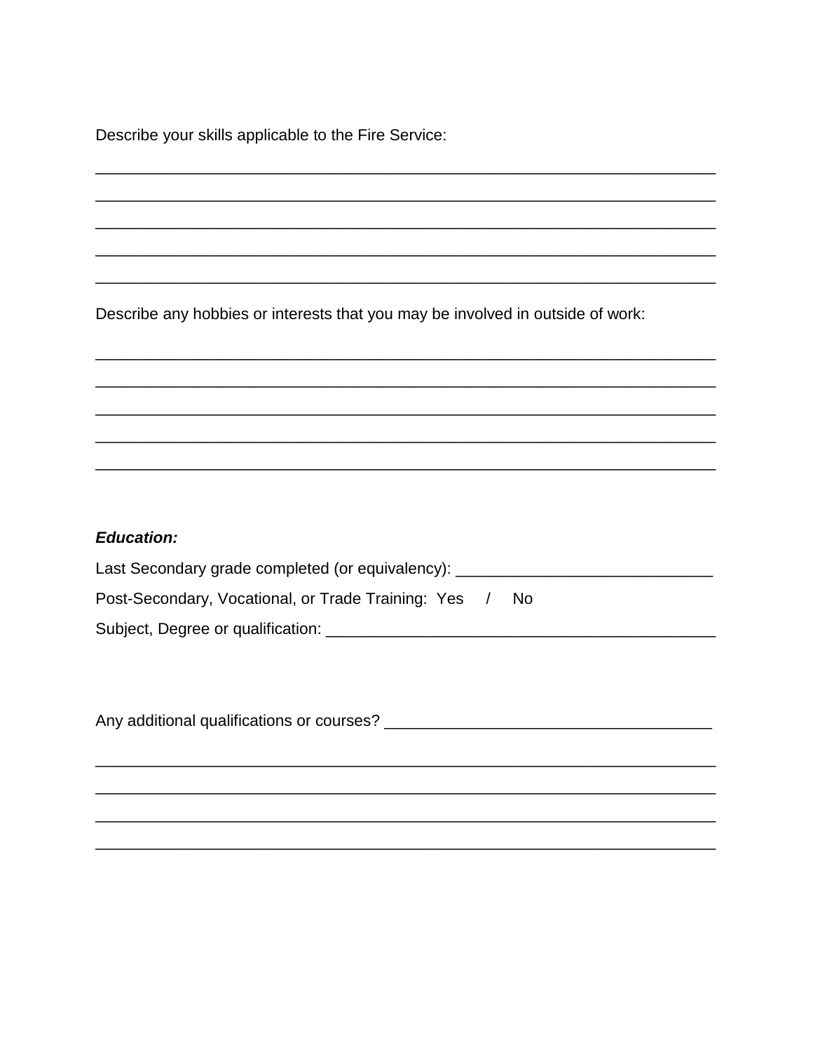Describe your skills applicable to the Fire Service:

___________________________________________________________________________

___________________________________________________________________________

___________________________________________________________________________

___________________________________________________________________________

___________________________________________________________________________

Describe any hobbies or interests that you may be involved in outside of work:

___________________________________________________________________________

___________________________________________________________________________

___________________________________________________________________________

___________________________________________________________________________

___________________________________________________________________________

***Education:***

Last Secondary grade completed (or equivalency): _____________________________

Post-Secondary, Vocational, or Trade Training: Yes / No

Subject, Degree or qualification: ____________________________________________

Any additional qualifications or courses? ____________________________________

___________________________________________________________________________

___________________________________________________________________________

___________________________________________________________________________

___________________________________________________________________________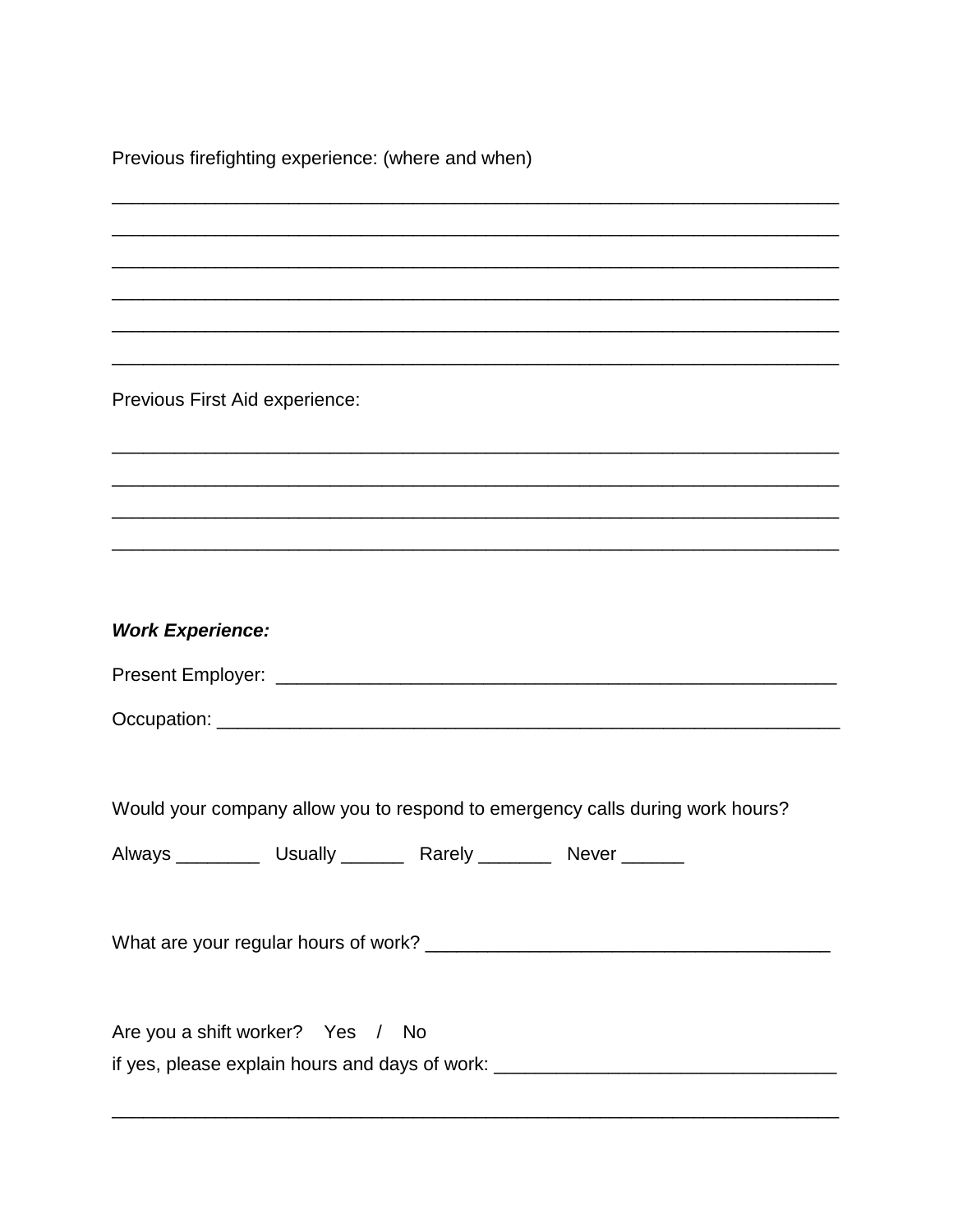Previous firefighting experience: (where and when)

_______________________________________________________________________

_______________________________________________________________________

_______________________________________________________________________

_______________________________________________________________________

_______________________________________________________________________

_______________________________________________________________________

Previous First Aid experience:

_______________________________________________________________________

_______________________________________________________________________

_______________________________________________________________________

_______________________________________________________________________

***Work Experience:***

Present Employer: _______________________________________________________

Occupation: ____________________________________________________________

Would your company allow you to respond to emergency calls during work hours?

Always ________ Usually ______ Rarely _______ Never ______

What are your regular hours of work? _______________________________________

Are you a shift worker? Yes / No

if yes, please explain hours and days of work: ________________________________

_______________________________________________________________________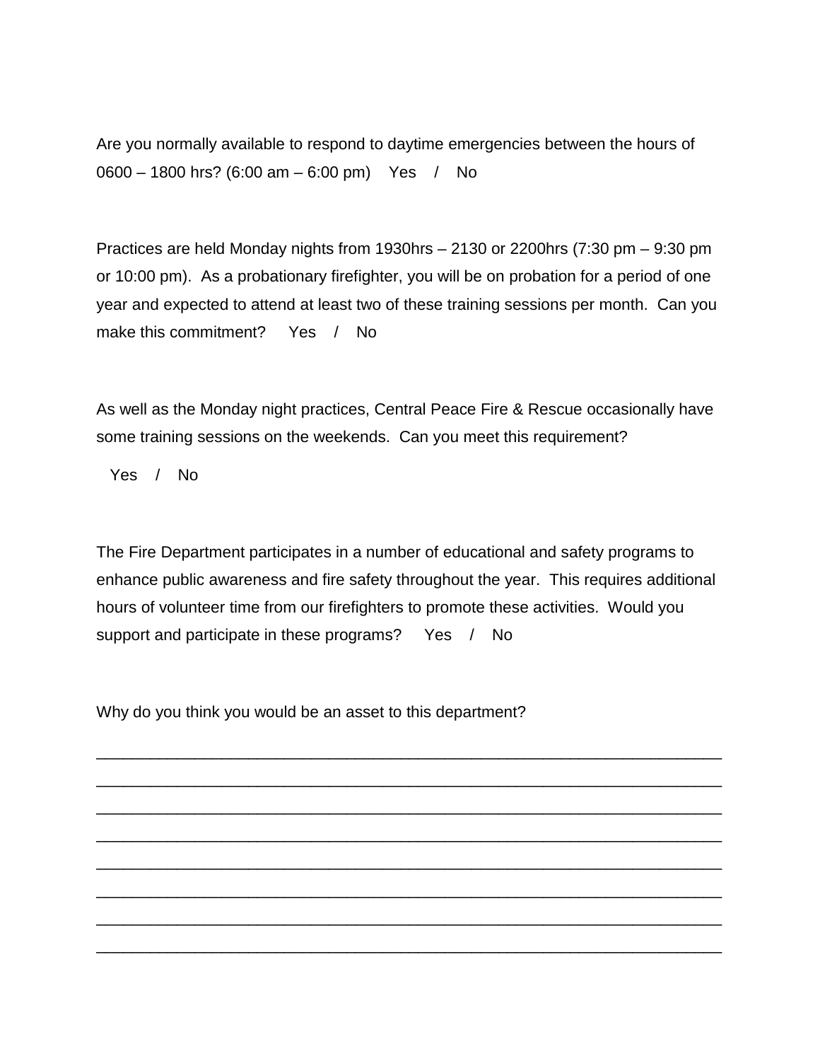Are you normally available to respond to daytime emergencies between the hours of 0600 – 1800 hrs? (6:00 am – 6:00 pm)    Yes    /    No

Practices are held Monday nights from 1930hrs – 2130 or 2200hrs (7:30 pm – 9:30 pm or 10:00 pm).  As a probationary firefighter, you will be on probation for a period of one year and expected to attend at least two of these training sessions per month.  Can you make this commitment?    Yes    /    No

As well as the Monday night practices, Central Peace Fire & Rescue occasionally have some training sessions on the weekends.  Can you meet this requirement?

Yes    /    No

The Fire Department participates in a number of educational and safety programs to enhance public awareness and fire safety throughout the year.  This requires additional hours of volunteer time from our firefighters to promote these activities.  Would you support and participate in these programs?    Yes    /    No

Why do you think you would be an asset to this department?

______________________________________________________________________

______________________________________________________________________

______________________________________________________________________

______________________________________________________________________

______________________________________________________________________

______________________________________________________________________

______________________________________________________________________

______________________________________________________________________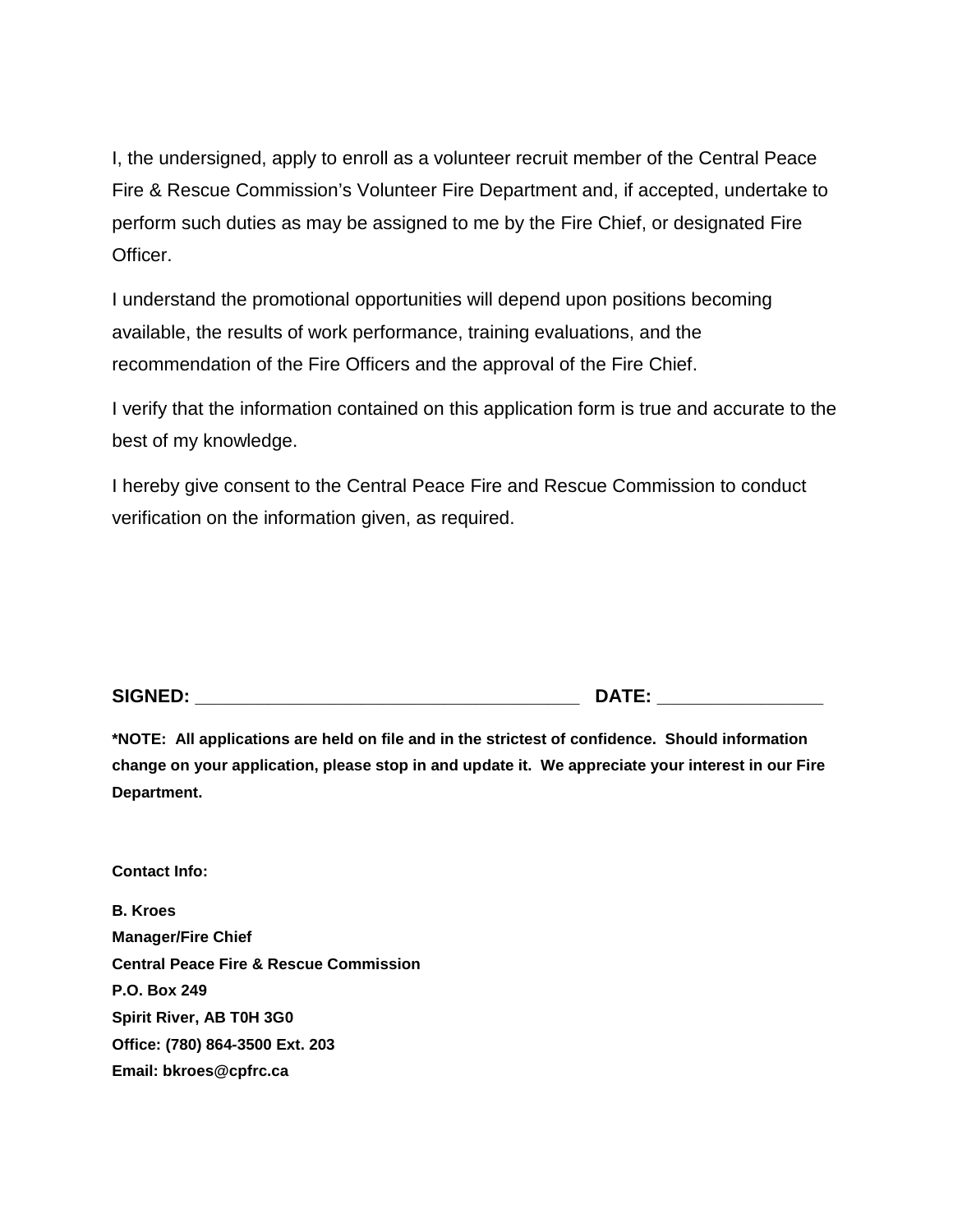I, the undersigned, apply to enroll as a volunteer recruit member of the Central Peace Fire & Rescue Commission's Volunteer Fire Department and, if accepted, undertake to perform such duties as may be assigned to me by the Fire Chief, or designated Fire Officer.

I understand the promotional opportunities will depend upon positions becoming available, the results of work performance, training evaluations, and the recommendation of the Fire Officers and the approval of the Fire Chief.

I verify that the information contained on this application form is true and accurate to the best of my knowledge.

I hereby give consent to the Central Peace Fire and Rescue Commission to conduct verification on the information given, as required.

**SIGNED: _____________________________________ DATE: ________________**

**\*NOTE: All applications are held on file and in the strictest of confidence. Should information change on your application, please stop in and update it. We appreciate your interest in our Fire Department.**

**Contact Info:**

**B. Kroes**
**Manager/Fire Chief**
**Central Peace Fire & Rescue Commission**
**P.O. Box 249**
**Spirit River, AB T0H 3G0**
**Office: (780) 864-3500 Ext. 203**
**Email: bkroes@cpfrc.ca**